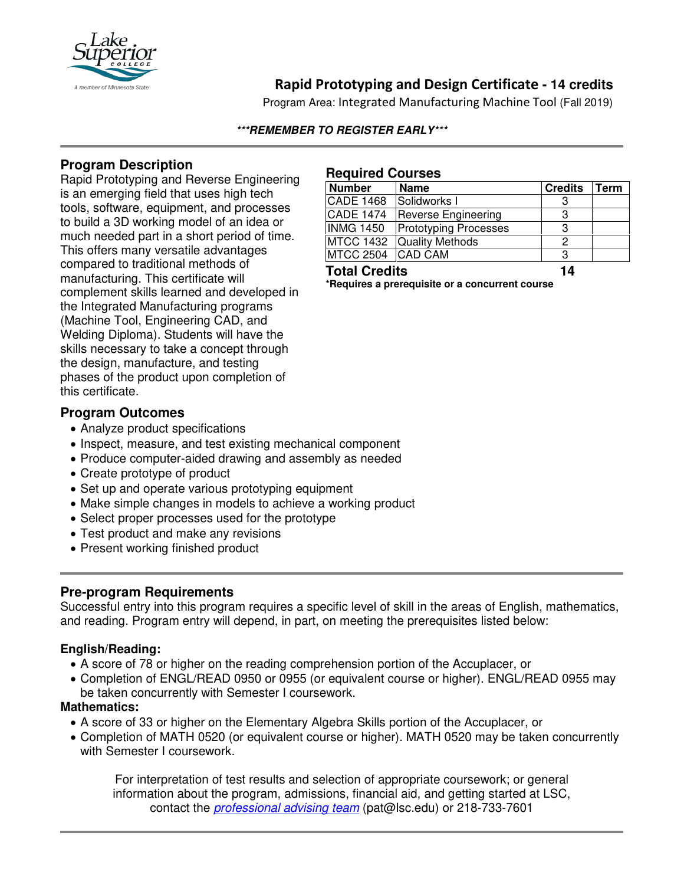# Rapid Prototyping and Design Certificate - 14 credits

Program Area: Integrated Manufacturing Machine Tool (Fall 2019)

***REMEMBER TO REGISTER EARLY***

## Program Description

Rapid Prototyping and Reverse Engineering is an emerging field that uses high tech tools, software, equipment, and processes to build a 3D working model of an idea or much needed part in a short period of time. This offers many versatile advantages compared to traditional methods of manufacturing. This certificate will complement skills learned and developed in the Integrated Manufacturing programs (Machine Tool, Engineering CAD, and Welding Diploma). Students will have the skills necessary to take a concept through the design, manufacture, and testing phases of the product upon completion of this certificate.

## Required Courses

| Number | Name | Credits | Term |
|---|---|---|---|
| CADE 1468 | Solidworks I | 3 | |
| CADE 1474 | Reverse Engineering | 3 | |
| INMG 1450 | Prototyping Processes | 3 | |
| MTCC 1432 | Quality Methods | 2 | |
| MTCC 2504 | CAD CAM | 3 | |
| **Total Credits** | | **14** | |

**\*Requires a prerequisite or a concurrent course**

## Program Outcomes

- Analyze product specifications
- Inspect, measure, and test existing mechanical component
- Produce computer-aided drawing and assembly as needed
- Create prototype of product
- Set up and operate various prototyping equipment
- Make simple changes in models to achieve a working product
- Select proper processes used for the prototype
- Test product and make any revisions
- Present working finished product

## Pre-program Requirements

Successful entry into this program requires a specific level of skill in the areas of English, mathematics, and reading. Program entry will depend, in part, on meeting the prerequisites listed below:

**English/Reading:**

- A score of 78 or higher on the reading comprehension portion of the Accuplacer, or
- Completion of ENGL/READ 0950 or 0955 (or equivalent course or higher). ENGL/READ 0955 may be taken concurrently with Semester I coursework.

**Mathematics:**

- A score of 33 or higher on the Elementary Algebra Skills portion of the Accuplacer, or
- Completion of MATH 0520 (or equivalent course or higher). MATH 0520 may be taken concurrently with Semester I coursework.

For interpretation of test results and selection of appropriate coursework; or general information about the program, admissions, financial aid, and getting started at LSC, contact the *professional advising team* (pat@lsc.edu) or 218-733-7601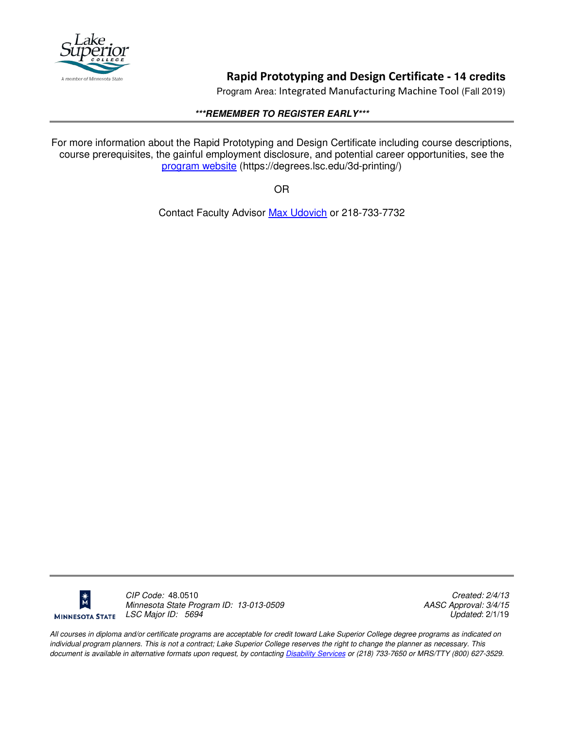## Rapid Prototyping and Design Certificate - 14 credits

Program Area: Integrated Manufacturing Machine Tool (Fall 2019)

***REMEMBER TO REGISTER EARLY***

For more information about the Rapid Prototyping and Design Certificate including course descriptions, course prerequisites, the gainful employment disclosure, and potential career opportunities, see the program website (https://degrees.lsc.edu/3d-printing/)

OR

Contact Faculty Advisor Max Udovich or 218-733-7732

*CIP Code:* 48.0510
*Minnesota State Program ID: 13-013-0509*
*LSC Major ID: 5694*

*Created: 2/4/13*
*AASC Approval: 3/4/15*
*Updated*: 2/1/19

*All courses in diploma and/or certificate programs are acceptable for credit toward Lake Superior College degree programs as indicated on individual program planners. This is not a contract; Lake Superior College reserves the right to change the planner as necessary. This document is available in alternative formats upon request, by contacting Disability Services or (218) 733-7650 or MRS/TTY (800) 627-3529.*